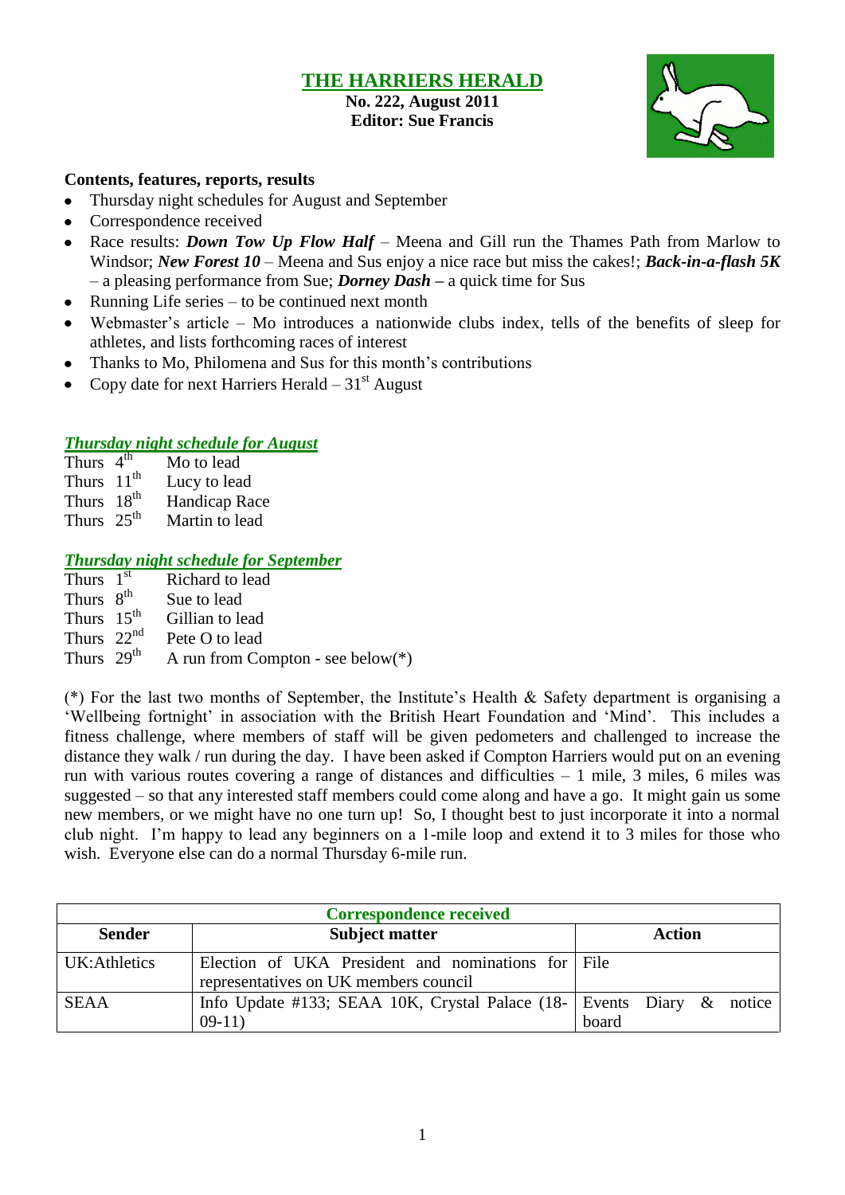# THE HARRIERS HERALD

**No. 222, August 2011**
**Editor: Sue Francis**

**Contents, features, reports, results**

- Thursday night schedules for August and September
- Correspondence received
- Race results: ***Down Tow Up Flow Half*** – Meena and Gill run the Thames Path from Marlow to Windsor; ***New Forest 10*** – Meena and Sus enjoy a nice race but miss the cakes!; ***Back-in-a-flash 5K*** – a pleasing performance from Sue; ***Dorney Dash*** **–** a quick time for Sus
- Running Life series – to be continued next month
- Webmaster's article – Mo introduces a nationwide clubs index, tells of the benefits of sleep for athletes, and lists forthcoming races of interest
- Thanks to Mo, Philomena and Sus for this month's contributions
- Copy date for next Harriers Herald – 31st August

## *Thursday night schedule for August*

Thurs 4th Mo to lead
Thurs 11th Lucy to lead
Thurs 18th Handicap Race
Thurs 25th Martin to lead

## *Thursday night schedule for September*

Thurs 1st Richard to lead
Thurs 8th Sue to lead
Thurs 15th Gillian to lead
Thurs 22nd Pete O to lead
Thurs 29th A run from Compton - see below(*)

(*) For the last two months of September, the Institute's Health & Safety department is organising a 'Wellbeing fortnight' in association with the British Heart Foundation and 'Mind'. This includes a fitness challenge, where members of staff will be given pedometers and challenged to increase the distance they walk / run during the day. I have been asked if Compton Harriers would put on an evening run with various routes covering a range of distances and difficulties – 1 mile, 3 miles, 6 miles was suggested – so that any interested staff members could come along and have a go. It might gain us some new members, or we might have no one turn up! So, I thought best to just incorporate it into a normal club night. I'm happy to lead any beginners on a 1-mile loop and extend it to 3 miles for those who wish. Everyone else can do a normal Thursday 6-mile run.

| Correspondence received | | |
|---|---|---|
| **Sender** | **Subject matter** | **Action** |
| UK:Athletics | Election of UKA President and nominations for representatives on UK members council | File |
| SEAA | Info Update #133; SEAA 10K, Crystal Palace (18-09-11) | Events Diary & notice board |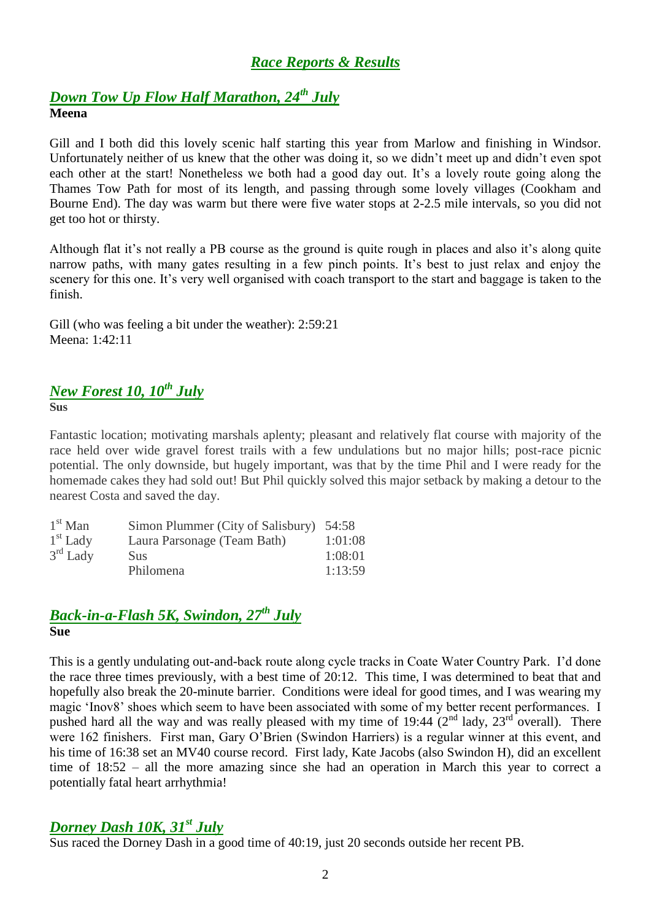# *Race Reports & Results*

## *Down Tow Up Flow Half Marathon, 24th July*

**Meena**

Gill and I both did this lovely scenic half starting this year from Marlow and finishing in Windsor. Unfortunately neither of us knew that the other was doing it, so we didn't meet up and didn't even spot each other at the start! Nonetheless we both had a good day out. It's a lovely route going along the Thames Tow Path for most of its length, and passing through some lovely villages (Cookham and Bourne End). The day was warm but there were five water stops at 2-2.5 mile intervals, so you did not get too hot or thirsty.

Although flat it's not really a PB course as the ground is quite rough in places and also it's along quite narrow paths, with many gates resulting in a few pinch points. It's best to just relax and enjoy the scenery for this one. It's very well organised with coach transport to the start and baggage is taken to the finish.

Gill (who was feeling a bit under the weather): 2:59:21
Meena: 1:42:11

## *New Forest 10, 10th July*

**Sus**

Fantastic location; motivating marshals aplenty; pleasant and relatively flat course with majority of the race held over wide gravel forest trails with a few undulations but no major hills; post-race picnic potential. The only downside, but hugely important, was that by the time Phil and I were ready for the homemade cakes they had sold out! But Phil quickly solved this major setback by making a detour to the nearest Costa and saved the day.

| | | |
|---|---|---|
| 1st Man | Simon Plummer (City of Salisbury) | 54:58 |
| 1st Lady | Laura Parsonage (Team Bath) | 1:01:08 |
| 3rd Lady | Sus | 1:08:01 |
| | Philomena | 1:13:59 |

## *Back-in-a-Flash 5K, Swindon, 27th July*

**Sue**

This is a gently undulating out-and-back route along cycle tracks in Coate Water Country Park. I'd done the race three times previously, with a best time of 20:12. This time, I was determined to beat that and hopefully also break the 20-minute barrier. Conditions were ideal for good times, and I was wearing my magic 'Inov8' shoes which seem to have been associated with some of my better recent performances. I pushed hard all the way and was really pleased with my time of 19:44 (2nd lady, 23rd overall). There were 162 finishers. First man, Gary O'Brien (Swindon Harriers) is a regular winner at this event, and his time of 16:38 set an MV40 course record. First lady, Kate Jacobs (also Swindon H), did an excellent time of 18:52 – all the more amazing since she had an operation in March this year to correct a potentially fatal heart arrhythmia!

## *Dorney Dash 10K, 31st July*

Sus raced the Dorney Dash in a good time of 40:19, just 20 seconds outside her recent PB.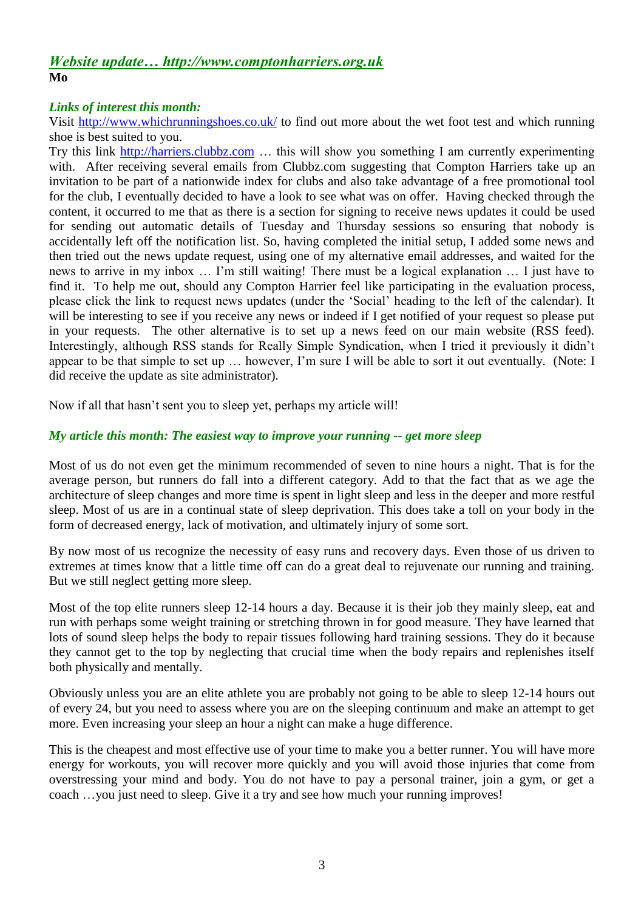## *Website update… http://www.comptonharriers.org.uk*

**Mo**

***Links of interest this month:***

Visit http://www.whichrunningshoes.co.uk/ to find out more about the wet foot test and which running shoe is best suited to you.

Try this link http://harriers.clubbz.com … this will show you something I am currently experimenting with. After receiving several emails from Clubbz.com suggesting that Compton Harriers take up an invitation to be part of a nationwide index for clubs and also take advantage of a free promotional tool for the club, I eventually decided to have a look to see what was on offer. Having checked through the content, it occurred to me that as there is a section for signing to receive news updates it could be used for sending out automatic details of Tuesday and Thursday sessions so ensuring that nobody is accidentally left off the notification list. So, having completed the initial setup, I added some news and then tried out the news update request, using one of my alternative email addresses, and waited for the news to arrive in my inbox … I'm still waiting! There must be a logical explanation … I just have to find it. To help me out, should any Compton Harrier feel like participating in the evaluation process, please click the link to request news updates (under the 'Social' heading to the left of the calendar). It will be interesting to see if you receive any news or indeed if I get notified of your request so please put in your requests. The other alternative is to set up a news feed on our main website (RSS feed). Interestingly, although RSS stands for Really Simple Syndication, when I tried it previously it didn't appear to be that simple to set up … however, I'm sure I will be able to sort it out eventually. (Note: I did receive the update as site administrator).

Now if all that hasn't sent you to sleep yet, perhaps my article will!

***My article this month: The easiest way to improve your running -- get more sleep***

Most of us do not even get the minimum recommended of seven to nine hours a night. That is for the average person, but runners do fall into a different category. Add to that the fact that as we age the architecture of sleep changes and more time is spent in light sleep and less in the deeper and more restful sleep. Most of us are in a continual state of sleep deprivation. This does take a toll on your body in the form of decreased energy, lack of motivation, and ultimately injury of some sort.

By now most of us recognize the necessity of easy runs and recovery days. Even those of us driven to extremes at times know that a little time off can do a great deal to rejuvenate our running and training. But we still neglect getting more sleep.

Most of the top elite runners sleep 12-14 hours a day. Because it is their job they mainly sleep, eat and run with perhaps some weight training or stretching thrown in for good measure. They have learned that lots of sound sleep helps the body to repair tissues following hard training sessions. They do it because they cannot get to the top by neglecting that crucial time when the body repairs and replenishes itself both physically and mentally.

Obviously unless you are an elite athlete you are probably not going to be able to sleep 12-14 hours out of every 24, but you need to assess where you are on the sleeping continuum and make an attempt to get more. Even increasing your sleep an hour a night can make a huge difference.

This is the cheapest and most effective use of your time to make you a better runner. You will have more energy for workouts, you will recover more quickly and you will avoid those injuries that come from overstressing your mind and body. You do not have to pay a personal trainer, join a gym, or get a coach …you just need to sleep. Give it a try and see how much your running improves!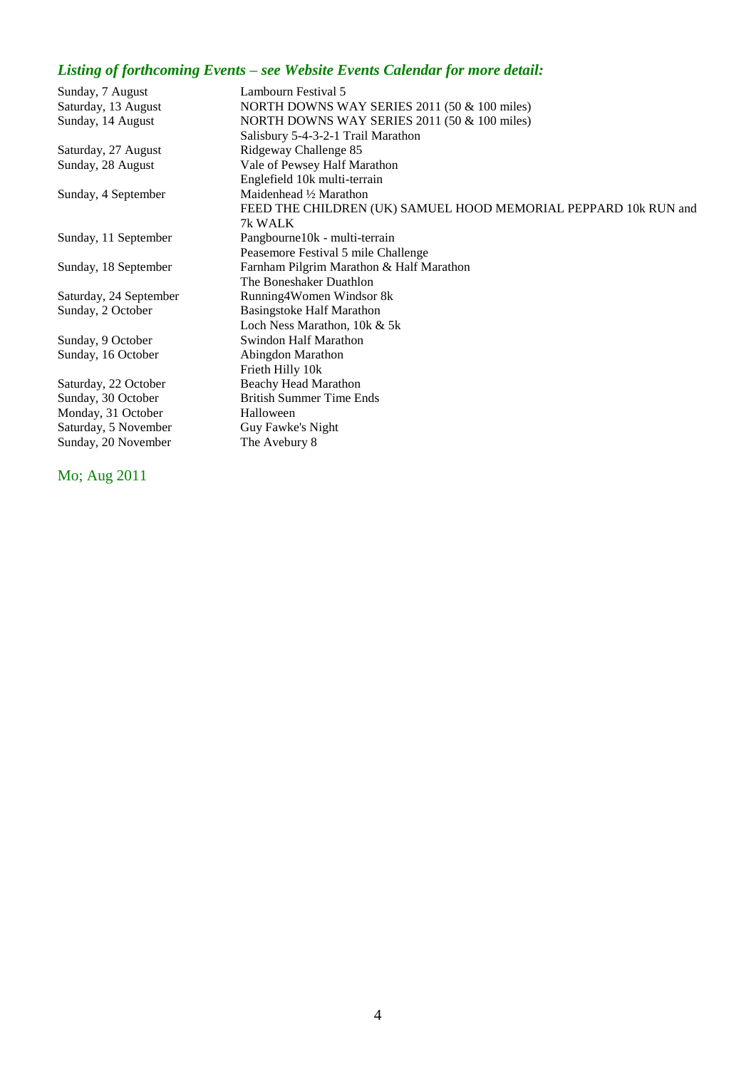## *Listing of forthcoming Events – see Website Events Calendar for more detail:*

| | |
|---|---|
| Sunday, 7 August | Lambourn Festival 5 |
| Saturday, 13 August | NORTH DOWNS WAY SERIES 2011 (50 & 100 miles) |
| Sunday, 14 August | NORTH DOWNS WAY SERIES 2011 (50 & 100 miles) |
| | Salisbury 5-4-3-2-1 Trail Marathon |
| Saturday, 27 August | Ridgeway Challenge 85 |
| Sunday, 28 August | Vale of Pewsey Half Marathon |
| | Englefield 10k multi-terrain |
| Sunday, 4 September | Maidenhead ½ Marathon |
| | FEED THE CHILDREN (UK) SAMUEL HOOD MEMORIAL PEPPARD 10k RUN and 7k WALK |
| Sunday, 11 September | Pangbourne10k - multi-terrain |
| | Peasemore Festival 5 mile Challenge |
| Sunday, 18 September | Farnham Pilgrim Marathon & Half Marathon |
| | The Boneshaker Duathlon |
| Saturday, 24 September | Running4Women Windsor 8k |
| Sunday, 2 October | Basingstoke Half Marathon |
| | Loch Ness Marathon, 10k & 5k |
| Sunday, 9 October | Swindon Half Marathon |
| Sunday, 16 October | Abingdon Marathon |
| | Frieth Hilly 10k |
| Saturday, 22 October | Beachy Head Marathon |
| Sunday, 30 October | British Summer Time Ends |
| Monday, 31 October | Halloween |
| Saturday, 5 November | Guy Fawke's Night |
| Sunday, 20 November | The Avebury 8 |

Mo; Aug 2011